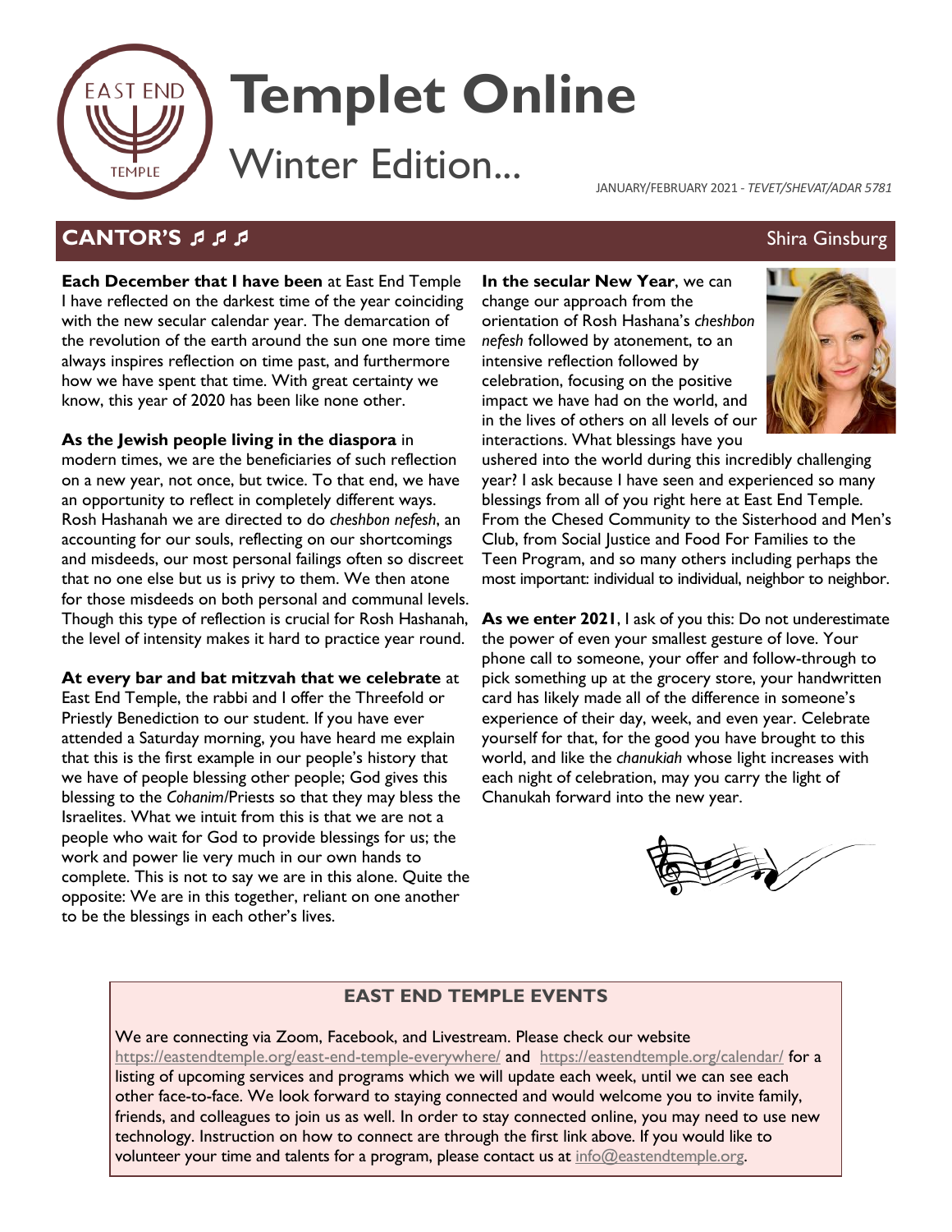# Templet Online

## Winter Edition...

JANUARY/FEBRUARY 2021 - *TEVET/SHEVAT/ADAR 5781*

## CANTOR'S ♬ ♬ ♬

Shira Ginsburg

**Each December that I have been** at East End Temple I have reflected on the darkest time of the year coinciding with the new secular calendar year. The demarcation of the revolution of the earth around the sun one more time always inspires reflection on time past, and furthermore how we have spent that time. With great certainty we know, this year of 2020 has been like none other.

**As the Jewish people living in the diaspora** in modern times, we are the beneficiaries of such reflection on a new year, not once, but twice. To that end, we have an opportunity to reflect in completely different ways. Rosh Hashanah we are directed to do *cheshbon nefesh*, an accounting for our souls, reflecting on our shortcomings and misdeeds, our most personal failings often so discreet that no one else but us is privy to them. We then atone for those misdeeds on both personal and communal levels. Though this type of reflection is crucial for Rosh Hashanah, the level of intensity makes it hard to practice year round.

**At every bar and bat mitzvah that we celebrate** at East End Temple, the rabbi and I offer the Threefold or Priestly Benediction to our student. If you have ever attended a Saturday morning, you have heard me explain that this is the first example in our people's history that we have of people blessing other people; God gives this blessing to the *Cohanim*/Priests so that they may bless the Israelites. What we intuit from this is that we are not a people who wait for God to provide blessings for us; the work and power lie very much in our own hands to complete. This is not to say we are in this alone. Quite the opposite: We are in this together, reliant on one another to be the blessings in each other's lives.

**In the secular New Year**, we can change our approach from the orientation of Rosh Hashana's *cheshbon nefesh* followed by atonement, to an intensive reflection followed by celebration, focusing on the positive impact we have had on the world, and in the lives of others on all levels of our interactions. What blessings have you ushered into the world during this incredibly challenging year? I ask because I have seen and experienced so many blessings from all of you right here at East End Temple. From the Chesed Community to the Sisterhood and Men's Club, from Social Justice and Food For Families to the Teen Program, and so many others including perhaps the most important: individual to individual, neighbor to neighbor.

**As we enter 2021**, I ask of you this: Do not underestimate the power of even your smallest gesture of love. Your phone call to someone, your offer and follow-through to pick something up at the grocery store, your handwritten card has likely made all of the difference in someone's experience of their day, week, and even year. Celebrate yourself for that, for the good you have brought to this world, and like the *chanukiah* whose light increases with each night of celebration, may you carry the light of Chanukah forward into the new year.

### EAST END TEMPLE EVENTS

We are connecting via Zoom, Facebook, and Livestream. Please check our website https://eastendtemple.org/east-end-temple-everywhere/ and https://eastendtemple.org/calendar/ for a listing of upcoming services and programs which we will update each week, until we can see each other face-to-face. We look forward to staying connected and would welcome you to invite family, friends, and colleagues to join us as well. In order to stay connected online, you may need to use new technology. Instruction on how to connect are through the first link above. If you would like to volunteer your time and talents for a program, please contact us at info@eastendtemple.org.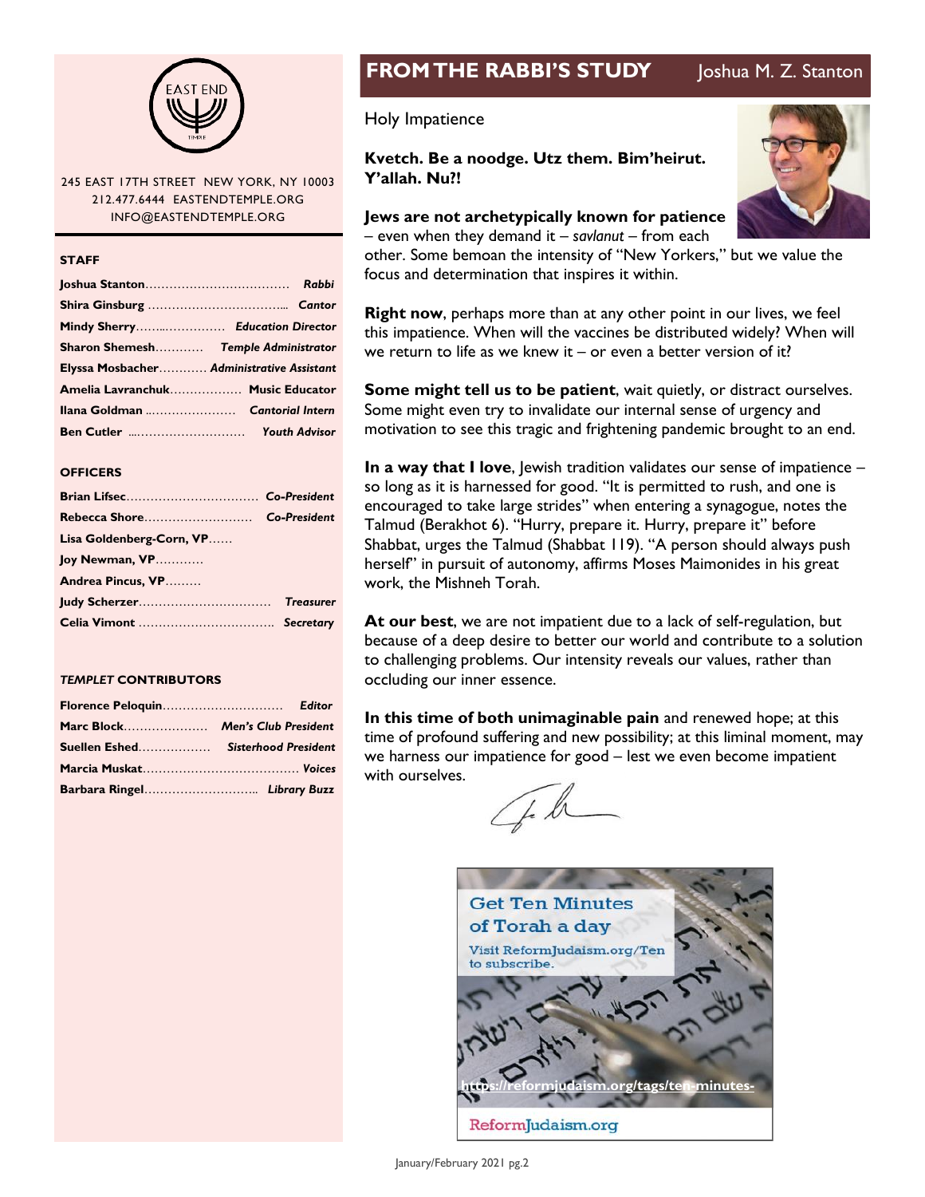EAST END TEMPLE

245 EAST 17TH STREET NEW YORK, NY 10003
212.477.6444 EASTENDTEMPLE.ORG
INFO@EASTENDTEMPLE.ORG

**STAFF**

| | |
|---|---|
| **Joshua Stanton** | ***Rabbi*** |
| **Shira Ginsburg** | ***Cantor*** |
| **Mindy Sherry** | ***Education Director*** |
| **Sharon Shemesh** | ***Temple Administrator*** |
| **Elyssa Mosbacher** | ***Administrative Assistant*** |
| **Amelia Lavranchuk** | **Music Educator** |
| **Ilana Goldman** | ***Cantorial Intern*** |
| **Ben Cutler** | ***Youth Advisor*** |

**OFFICERS**

| | |
|---|---|
| **Brian Lifsec** | ***Co-President*** |
| **Rebecca Shore** | ***Co-President*** |
| **Lisa Goldenberg-Corn, VP** | |
| **Joy Newman, VP** | |
| **Andrea Pincus, VP** | |
| **Judy Scherzer** | ***Treasurer*** |
| **Celia Vimont** | ***Secretary*** |

***TEMPLET* CONTRIBUTORS**

| | |
|---|---|
| **Florence Peloquin** | ***Editor*** |
| **Marc Block** | ***Men's Club President*** |
| **Suellen Eshed** | ***Sisterhood President*** |
| **Marcia Muskat** | ***Voices*** |
| **Barbara Ringel** | ***Library Buzz*** |

## FROM THE RABBI'S STUDY — Joshua M. Z. Stanton

Holy Impatience

**Kvetch. Be a noodge. Utz them. Bim'heirut. Y'allah. Nu?!**

**Jews are not archetypically known for patience** – even when they demand it – *savlanut* – from each other. Some bemoan the intensity of "New Yorkers," but we value the focus and determination that inspires it within.

**Right now**, perhaps more than at any other point in our lives, we feel this impatience. When will the vaccines be distributed widely? When will we return to life as we knew it – or even a better version of it?

**Some might tell us to be patient**, wait quietly, or distract ourselves. Some might even try to invalidate our internal sense of urgency and motivation to see this tragic and frightening pandemic brought to an end.

**In a way that I love**, Jewish tradition validates our sense of impatience – so long as it is harnessed for good. "It is permitted to rush, and one is encouraged to take large strides" when entering a synagogue, notes the Talmud (Berakhot 6). "Hurry, prepare it. Hurry, prepare it" before Shabbat, urges the Talmud (Shabbat 119). "A person should always push herself" in pursuit of autonomy, affirms Moses Maimonides in his great work, the Mishneh Torah.

**At our best**, we are not impatient due to a lack of self-regulation, but because of a deep desire to better our world and contribute to a solution to challenging problems. Our intensity reveals our values, rather than occluding our inner essence.

**In this time of both unimaginable pain** and renewed hope; at this time of profound suffering and new possibility; at this liminal moment, may we harness our impatience for good – lest we even become impatient with ourselves.

Get Ten Minutes of Torah a day

Visit ReformJudaism.org/Ten to subscribe.

https://reformjudaism.org/tags/ten-minutes-

ReformJudaism.org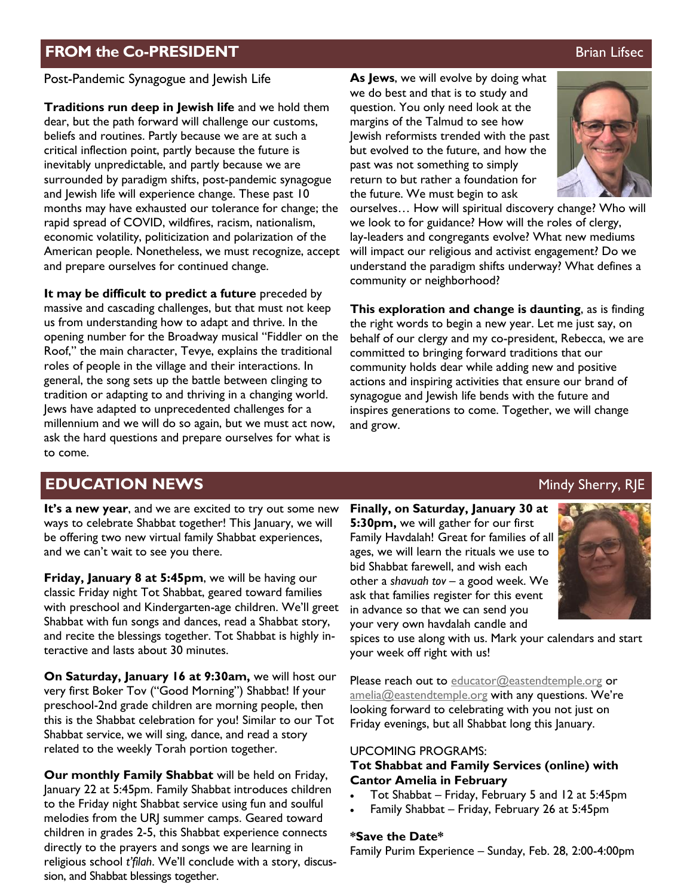## FROM the Co-PRESIDENT

Brian Lifsec

Post-Pandemic Synagogue and Jewish Life

**Traditions run deep in Jewish life** and we hold them dear, but the path forward will challenge our customs, beliefs and routines. Partly because we are at such a critical inflection point, partly because the future is inevitably unpredictable, and partly because we are surrounded by paradigm shifts, post-pandemic synagogue and Jewish life will experience change. These past 10 months may have exhausted our tolerance for change; the rapid spread of COVID, wildfires, racism, nationalism, economic volatility, politicization and polarization of the American people. Nonetheless, we must recognize, accept and prepare ourselves for continued change.

**It may be difficult to predict a future** preceded by massive and cascading challenges, but that must not keep us from understanding how to adapt and thrive. In the opening number for the Broadway musical "Fiddler on the Roof," the main character, Tevye, explains the traditional roles of people in the village and their interactions. In general, the song sets up the battle between clinging to tradition or adapting to and thriving in a changing world. Jews have adapted to unprecedented challenges for a millennium and we will do so again, but we must act now, ask the hard questions and prepare ourselves for what is to come.

**As Jews**, we will evolve by doing what we do best and that is to study and question. You only need look at the margins of the Talmud to see how Jewish reformists trended with the past but evolved to the future, and how the past was not something to simply return to but rather a foundation for the future. We must begin to ask ourselves… How will spiritual discovery change? Who will we look to for guidance? How will the roles of clergy, lay-leaders and congregants evolve? What new mediums will impact our religious and activist engagement? Do we understand the paradigm shifts underway? What defines a community or neighborhood?

**This exploration and change is daunting**, as is finding the right words to begin a new year. Let me just say, on behalf of our clergy and my co-president, Rebecca, we are committed to bringing forward traditions that our community holds dear while adding new and positive actions and inspiring activities that ensure our brand of synagogue and Jewish life bends with the future and inspires generations to come. Together, we will change and grow.

## EDUCATION NEWS

Mindy Sherry, RJE

**It's a new year**, and we are excited to try out some new ways to celebrate Shabbat together! This January, we will be offering two new virtual family Shabbat experiences, and we can't wait to see you there.

**Friday, January 8 at 5:45pm**, we will be having our classic Friday night Tot Shabbat, geared toward families with preschool and Kindergarten-age children. We'll greet Shabbat with fun songs and dances, read a Shabbat story, and recite the blessings together. Tot Shabbat is highly interactive and lasts about 30 minutes.

**On Saturday, January 16 at 9:30am,** we will host our very first Boker Tov ("Good Morning") Shabbat! If your preschool-2nd grade children are morning people, then this is the Shabbat celebration for you! Similar to our Tot Shabbat service, we will sing, dance, and read a story related to the weekly Torah portion together.

**Our monthly Family Shabbat** will be held on Friday, January 22 at 5:45pm. Family Shabbat introduces children to the Friday night Shabbat service using fun and soulful melodies from the URJ summer camps. Geared toward children in grades 2-5, this Shabbat experience connects directly to the prayers and songs we are learning in religious school *t'filah*. We'll conclude with a story, discussion, and Shabbat blessings together.

**Finally, on Saturday, January 30 at 5:30pm,** we will gather for our first Family Havdalah! Great for families of all ages, we will learn the rituals we use to bid Shabbat farewell, and wish each other a *shavuah tov* – a good week. We ask that families register for this event in advance so that we can send you your very own havdalah candle and spices to use along with us. Mark your calendars and start your week off right with us!

Please reach out to educator@eastendtemple.org or amelia@eastendtemple.org with any questions. We're looking forward to celebrating with you not just on Friday evenings, but all Shabbat long this January.

UPCOMING PROGRAMS:

**Tot Shabbat and Family Services (online) with Cantor Amelia in February**

- Tot Shabbat – Friday, February 5 and 12 at 5:45pm
- Family Shabbat – Friday, February 26 at 5:45pm

**\*Save the Date\***

Family Purim Experience – Sunday, Feb. 28, 2:00-4:00pm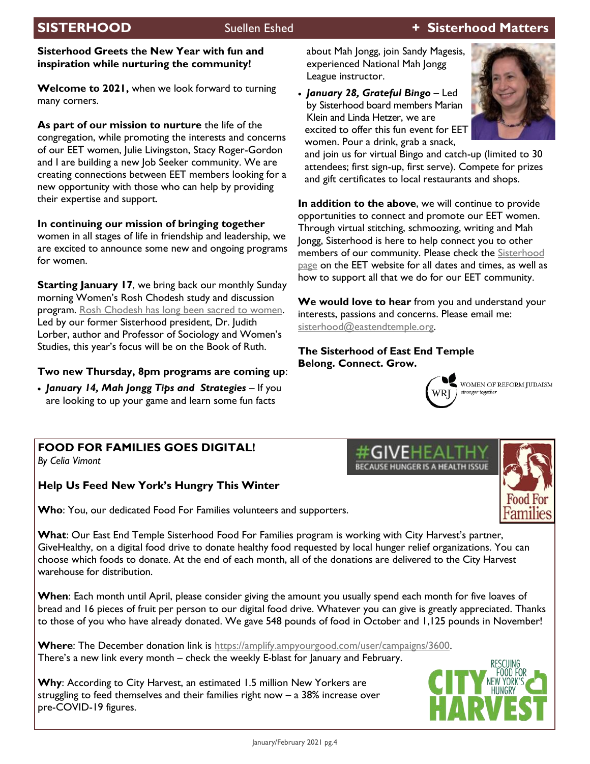# SISTERHOOD

Suellen Eshed

**+ Sisterhood Matters**

**Sisterhood Greets the New Year with fun and inspiration while nurturing the community!**

**Welcome to 2021,** when we look forward to turning many corners.

**As part of our mission to nurture** the life of the congregation, while promoting the interests and concerns of our EET women, Julie Livingston, Stacy Roger-Gordon and I are building a new Job Seeker community. We are creating connections between EET members looking for a new opportunity with those who can help by providing their expertise and support.

**In continuing our mission of bringing together** women in all stages of life in friendship and leadership, we are excited to announce some new and ongoing programs for women.

**Starting January 17**, we bring back our monthly Sunday morning Women's Rosh Chodesh study and discussion program. Rosh Chodesh has long been sacred to women. Led by our former Sisterhood president, Dr. Judith Lorber, author and Professor of Sociology and Women's Studies, this year's focus will be on the Book of Ruth.

**Two new Thursday, 8pm programs are coming up**:

- ***January 14, Mah Jongg Tips and Strategies*** – If you are looking to up your game and learn some fun facts about Mah Jongg, join Sandy Magesis, experienced National Mah Jongg League instructor.
- ***January 28, Grateful Bingo*** – Led by Sisterhood board members Marian Klein and Linda Hetzer, we are excited to offer this fun event for EET women. Pour a drink, grab a snack, and join us for virtual Bingo and catch-up (limited to 30 attendees; first sign-up, first serve). Compete for prizes and gift certificates to local restaurants and shops.

**In addition to the above**, we will continue to provide opportunities to connect and promote our EET women. Through virtual stitching, schmoozing, writing and Mah Jongg, Sisterhood is here to help connect you to other members of our community. Please check the Sisterhood page on the EET website for all dates and times, as well as how to support all that we do for our EET community.

**We would love to hear** from you and understand your interests, passions and concerns. Please email me: sisterhood@eastendtemple.org.

**The Sisterhood of East End Temple**
**Belong. Connect. Grow.**

WOMEN OF REFORM JUDAISM
*stronger together*

## FOOD FOR FAMILIES GOES DIGITAL!

*By Celia Vimont*

#GIVEHEALTHY
BECAUSE HUNGER IS A HEALTH ISSUE

### Help Us Feed New York's Hungry This Winter

**Who**: You, our dedicated Food For Families volunteers and supporters.

**What**: Our East End Temple Sisterhood Food For Families program is working with City Harvest's partner, GiveHealthy, on a digital food drive to donate healthy food requested by local hunger relief organizations. You can choose which foods to donate. At the end of each month, all of the donations are delivered to the City Harvest warehouse for distribution.

**When**: Each month until April, please consider giving the amount you usually spend each month for five loaves of bread and 16 pieces of fruit per person to our digital food drive. Whatever you can give is greatly appreciated. Thanks to those of you who have already donated. We gave 548 pounds of food in October and 1,125 pounds in November!

**Where**: The December donation link is https://amplify.ampyourgood.com/user/campaigns/3600.
There's a new link every month – check the weekly E-blast for January and February.

**Why**: According to City Harvest, an estimated 1.5 million New Yorkers are struggling to feed themselves and their families right now – a 38% increase over pre-COVID-19 figures.

CITY HARVEST — RESCUING FOOD FOR NEW YORK'S HUNGRY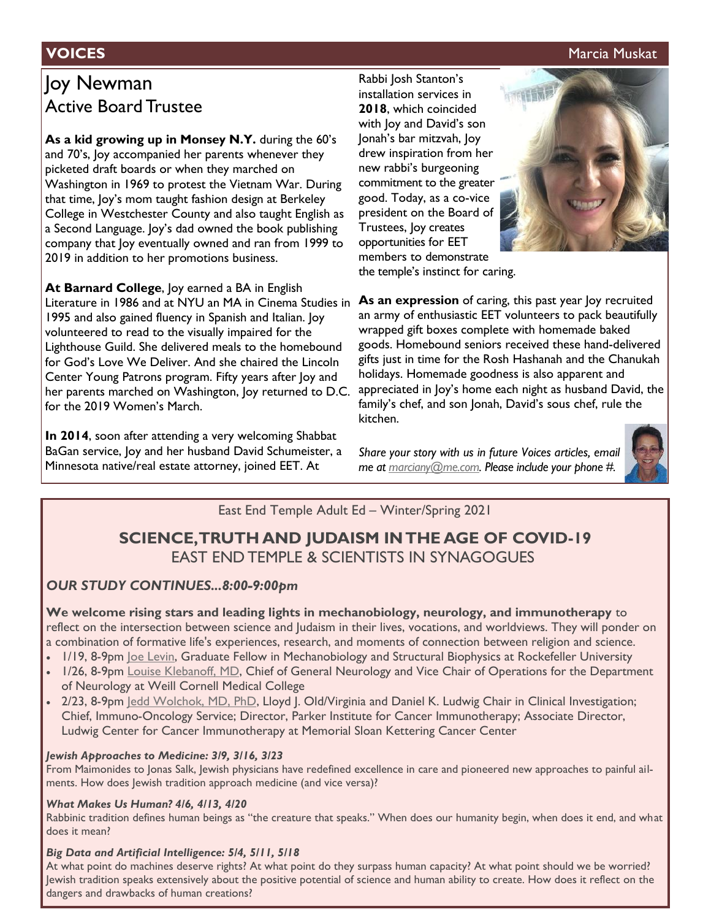## VOICES

Marcia Muskat

# Joy Newman
## Active Board Trustee

**As a kid growing up in Monsey N.Y.** during the 60's and 70's, Joy accompanied her parents whenever they picketed draft boards or when they marched on Washington in 1969 to protest the Vietnam War. During that time, Joy's mom taught fashion design at Berkeley College in Westchester County and also taught English as a Second Language. Joy's dad owned the book publishing company that Joy eventually owned and ran from 1999 to 2019 in addition to her promotions business.

**At Barnard College**, Joy earned a BA in English Literature in 1986 and at NYU an MA in Cinema Studies in 1995 and also gained fluency in Spanish and Italian. Joy volunteered to read to the visually impaired for the Lighthouse Guild. She delivered meals to the homebound for God's Love We Deliver. And she chaired the Lincoln Center Young Patrons program. Fifty years after Joy and her parents marched on Washington, Joy returned to D.C. for the 2019 Women's March.

**In 2014**, soon after attending a very welcoming Shabbat BaGan service, Joy and her husband David Schumeister, a Minnesota native/real estate attorney, joined EET. At Rabbi Josh Stanton's installation services in **2018**, which coincided with Joy and David's son Jonah's bar mitzvah, Joy drew inspiration from her new rabbi's burgeoning commitment to the greater good. Today, as a co-vice president on the Board of Trustees, Joy creates opportunities for EET members to demonstrate the temple's instinct for caring.

**As an expression** of caring, this past year Joy recruited an army of enthusiastic EET volunteers to pack beautifully wrapped gift boxes complete with homemade baked goods. Homebound seniors received these hand-delivered gifts just in time for the Rosh Hashanah and the Chanukah holidays. Homemade goodness is also apparent and appreciated in Joy's home each night as husband David, the family's chef, and son Jonah, David's sous chef, rule the kitchen.

*Share your story with us in future Voices articles, email me at marciany@me.com. Please include your phone #.*

---

East End Temple Adult Ed – Winter/Spring 2021

## SCIENCE, TRUTH AND JUDAISM IN THE AGE OF COVID-19
### EAST END TEMPLE & SCIENTISTS IN SYNAGOGUES

### *OUR STUDY CONTINUES...8:00-9:00pm*

**We welcome rising stars and leading lights in mechanobiology, neurology, and immunotherapy** to reflect on the intersection between science and Judaism in their lives, vocations, and worldviews. They will ponder on a combination of formative life's experiences, research, and moments of connection between religion and science.

- 1/19, 8-9pm Joe Levin, Graduate Fellow in Mechanobiology and Structural Biophysics at Rockefeller University
- 1/26, 8-9pm Louise Klebanoff, MD, Chief of General Neurology and Vice Chair of Operations for the Department of Neurology at Weill Cornell Medical College
- 2/23, 8-9pm Jedd Wolchok, MD, PhD, Lloyd J. Old/Virginia and Daniel K. Ludwig Chair in Clinical Investigation; Chief, Immuno-Oncology Service; Director, Parker Institute for Cancer Immunotherapy; Associate Director, Ludwig Center for Cancer Immunotherapy at Memorial Sloan Kettering Cancer Center

***Jewish Approaches to Medicine: 3/9, 3/16, 3/23***

From Maimonides to Jonas Salk, Jewish physicians have redefined excellence in care and pioneered new approaches to painful ailments. How does Jewish tradition approach medicine (and vice versa)?

***What Makes Us Human? 4/6, 4/13, 4/20***

Rabbinic tradition defines human beings as "the creature that speaks." When does our humanity begin, when does it end, and what does it mean?

***Big Data and Artificial Intelligence: 5/4, 5/11, 5/18***

At what point do machines deserve rights? At what point do they surpass human capacity? At what point should we be worried? Jewish tradition speaks extensively about the positive potential of science and human ability to create. How does it reflect on the dangers and drawbacks of human creations?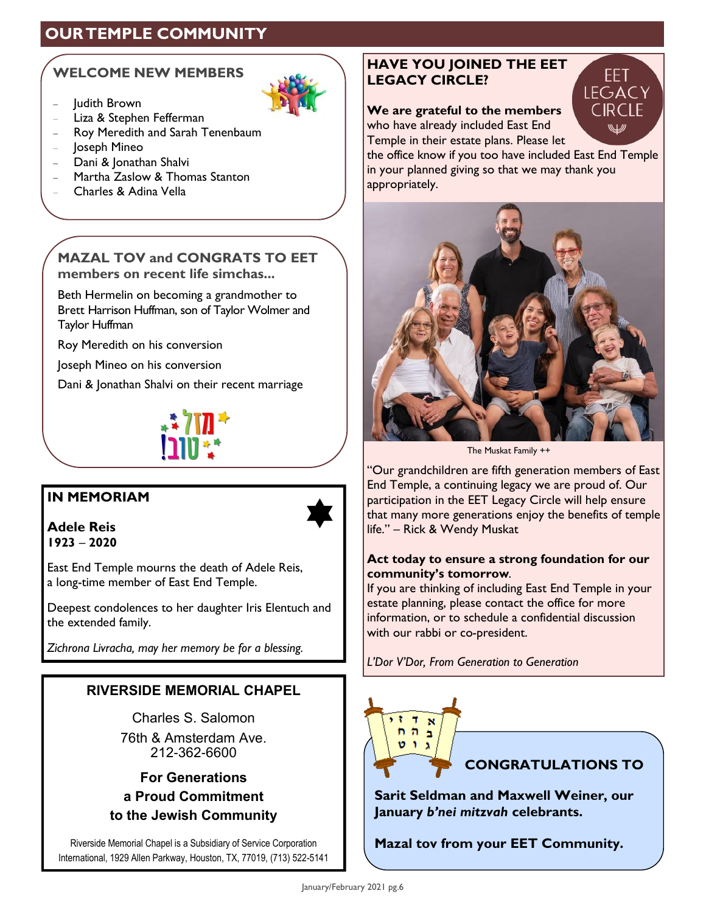# OUR TEMPLE COMMUNITY

## WELCOME NEW MEMBERS

- Judith Brown
- Liza & Stephen Fefferman
- Roy Meredith and Sarah Tenenbaum
- Joseph Mineo
- Dani & Jonathan Shalvi
- Martha Zaslow & Thomas Stanton
- Charles & Adina Vella

## MAZAL TOV and CONGRATS TO EET members on recent life simchas...

Beth Hermelin on becoming a grandmother to Brett Harrison Huffman, son of Taylor Wolmer and Taylor Huffman

Roy Meredith on his conversion

Joseph Mineo on his conversion

Dani & Jonathan Shalvi on their recent marriage

מזל טוב!

## IN MEMORIAM

**Adele Reis**
**1923 – 2020**

East End Temple mourns the death of Adele Reis, a long-time member of East End Temple.

Deepest condolences to her daughter Iris Elentuch and the extended family.

*Zichrona Livracha, may her memory be for a blessing.*

## RIVERSIDE MEMORIAL CHAPEL

Charles S. Salomon
76th & Amsterdam Ave.
212-362-6600

**For Generations**
**a Proud Commitment**
**to the Jewish Community**

Riverside Memorial Chapel is a Subsidiary of Service Corporation International, 1929 Allen Parkway, Houston, TX, 77019, (713) 522-5141

## HAVE YOU JOINED THE EET LEGACY CIRCLE?

EET LEGACY CIRCLE

**We are grateful to the members** who have already included East End Temple in their estate plans. Please let the office know if you too have included East End Temple in your planned giving so that we may thank you appropriately.

The Muskat Family ++

"Our grandchildren are fifth generation members of East End Temple, a continuing legacy we are proud of. Our participation in the EET Legacy Circle will help ensure that many more generations enjoy the benefits of temple life." – Rick & Wendy Muskat

**Act today to ensure a strong foundation for our community's tomorrow.**
If you are thinking of including East End Temple in your estate planning, please contact the office for more information, or to schedule a confidential discussion with our rabbi or co-president.

*L'Dor V'Dor, From Generation to Generation*

## CONGRATULATIONS TO

**Sarit Seldman and Maxwell Weiner, our January *b'nei mitzvah* celebrants.**

**Mazal tov from your EET Community.**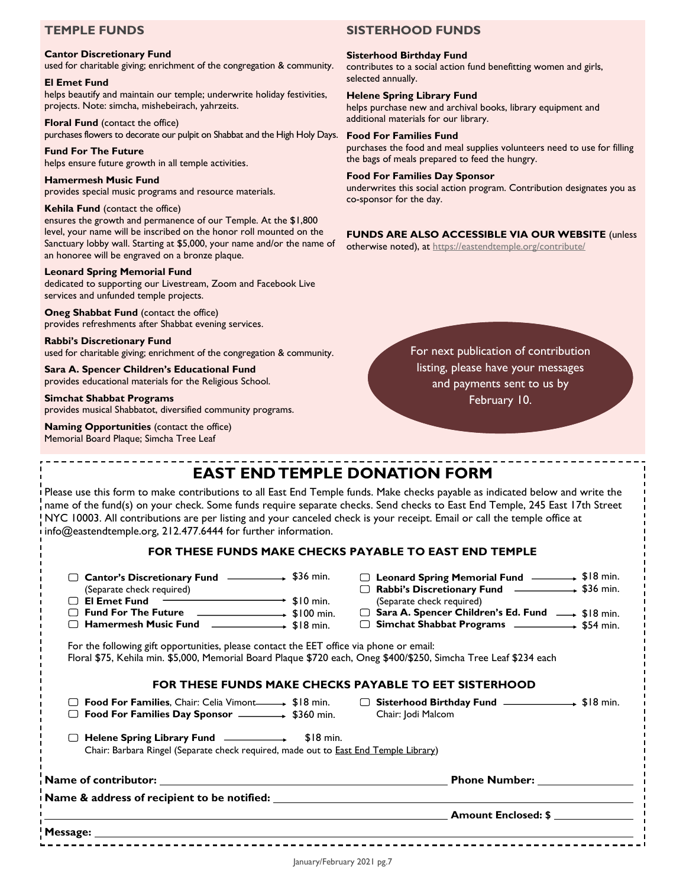## TEMPLE FUNDS

**Cantor Discretionary Fund**
used for charitable giving; enrichment of the congregation & community.

**El Emet Fund**
helps beautify and maintain our temple; underwrite holiday festivities, projects. Note: simcha, mishebeirach, yahrzeits.

**Floral Fund** (contact the office)
purchases flowers to decorate our pulpit on Shabbat and the High Holy Days.

**Fund For The Future**
helps ensure future growth in all temple activities.

**Hamermesh Music Fund**
provides special music programs and resource materials.

**Kehila Fund** (contact the office)
ensures the growth and permanence of our Temple. At the $1,800 level, your name will be inscribed on the honor roll mounted on the Sanctuary lobby wall. Starting at $5,000, your name and/or the name of an honoree will be engraved on a bronze plaque.

**Leonard Spring Memorial Fund**
dedicated to supporting our Livestream, Zoom and Facebook Live services and unfunded temple projects.

**Oneg Shabbat Fund** (contact the office)
provides refreshments after Shabbat evening services.

**Rabbi's Discretionary Fund**
used for charitable giving; enrichment of the congregation & community.

**Sara A. Spencer Children's Educational Fund**
provides educational materials for the Religious School.

**Simchat Shabbat Programs**
provides musical Shabbatot, diversified community programs.

**Naming Opportunities** (contact the office)
Memorial Board Plaque; Simcha Tree Leaf

## SISTERHOOD FUNDS

**Sisterhood Birthday Fund**
contributes to a social action fund benefitting women and girls, selected annually.

**Helene Spring Library Fund**
helps purchase new and archival books, library equipment and additional materials for our library.

**Food For Families Fund**
purchases the food and meal supplies volunteers need to use for filling the bags of meals prepared to feed the hungry.

**Food For Families Day Sponsor**
underwrites this social action program. Contribution designates you as co-sponsor for the day.

**FUNDS ARE ALSO ACCESSIBLE VIA OUR WEBSITE** (unless otherwise noted), at https://eastendtemple.org/contribute/

For next publication of contribution listing, please have your messages and payments sent to us by February 10.

# EAST END TEMPLE DONATION FORM

Please use this form to make contributions to all East End Temple funds. Make checks payable as indicated below and write the name of the fund(s) on your check. Some funds require separate checks. Send checks to East End Temple, 245 East 17th Street NYC 10003. All contributions are per listing and your canceled check is your receipt. Email or call the temple office at info@eastendtemple.org, 212.477.6444 for further information.

### FOR THESE FUNDS MAKE CHECKS PAYABLE TO EAST END TEMPLE

- ☐ **Cantor's Discretionary Fund** → $36 min. (Separate check required)
- ☐ **El Emet Fund** → $10 min.
- ☐ **Fund For The Future** → $100 min.
- ☐ **Hamermesh Music Fund** → $18 min.
- ☐ **Leonard Spring Memorial Fund** → $18 min.
- ☐ **Rabbi's Discretionary Fund** → $36 min. (Separate check required)
- ☐ **Sara A. Spencer Children's Ed. Fund** → $18 min.
- ☐ **Simchat Shabbat Programs** → $54 min.

For the following gift opportunities, please contact the EET office via phone or email:
Floral $75, Kehila min. $5,000, Memorial Board Plaque $720 each, Oneg $400/$250, Simcha Tree Leaf $234 each

### FOR THESE FUNDS MAKE CHECKS PAYABLE TO EET SISTERHOOD

- ☐ **Food For Families**, Chair: Celia Vimont → $18 min.
- ☐ **Food For Families Day Sponsor** → $360 min.
- ☐ **Sisterhood Birthday Fund** → $18 min. Chair: Jodi Malcom
- ☐ **Helene Spring Library Fund** → $18 min.
  Chair: Barbara Ringel (Separate check required, made out to East End Temple Library)

**Name of contributor:** ______________________ **Phone Number:** ____________

**Name & address of recipient to be notified:** ______________________

______________________ **Amount Enclosed: $** ____________

**Message:** ______________________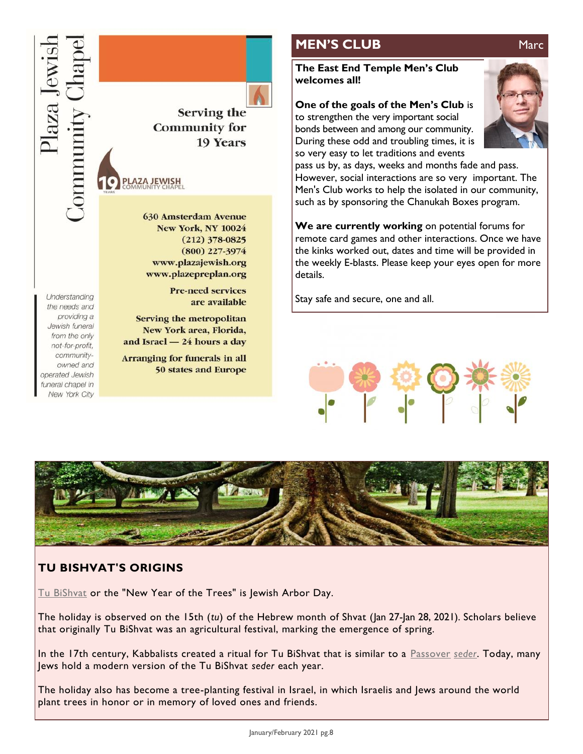Plaza Jewish Community Chapel

Serving the Community for 19 Years

19 YEARS PLAZA JEWISH COMMUNITY CHAPEL

630 Amsterdam Avenue
New York, NY 10024
(212) 378-0825
(800) 227-3974
www.plazajewish.org
www.plazepreplan.org

Pre-need services are available

Serving the metropolitan New York area, Florida, and Israel — 24 hours a day

Arranging for funerals in all 50 states and Europe

*Understanding the needs and providing a Jewish funeral from the only not-for-profit, community-owned and operated Jewish funeral chapel in New York City*

## MEN'S CLUB

Marc

**The East End Temple Men's Club welcomes all!**

**One of the goals of the Men's Club** is to strengthen the very important social bonds between and among our community. During these odd and troubling times, it is so very easy to let traditions and events pass us by, as days, weeks and months fade and pass. However, social interactions are so very important. The Men's Club works to help the isolated in our community, such as by sponsoring the Chanukah Boxes program.

**We are currently working** on potential forums for remote card games and other interactions. Once we have the kinks worked out, dates and time will be provided in the weekly E-blasts. Please keep your eyes open for more details.

Stay safe and secure, one and all.

## TU BISHVAT'S ORIGINS

Tu BiShvat or the "New Year of the Trees" is Jewish Arbor Day.

The holiday is observed on the 15th (*tu*) of the Hebrew month of Shvat (Jan 27-Jan 28, 2021). Scholars believe that originally Tu BiShvat was an agricultural festival, marking the emergence of spring.

In the 17th century, Kabbalists created a ritual for Tu BiShvat that is similar to a Passover *seder*. Today, many Jews hold a modern version of the Tu BiShvat *seder* each year.

The holiday also has become a tree-planting festival in Israel, in which Israelis and Jews around the world plant trees in honor or in memory of loved ones and friends.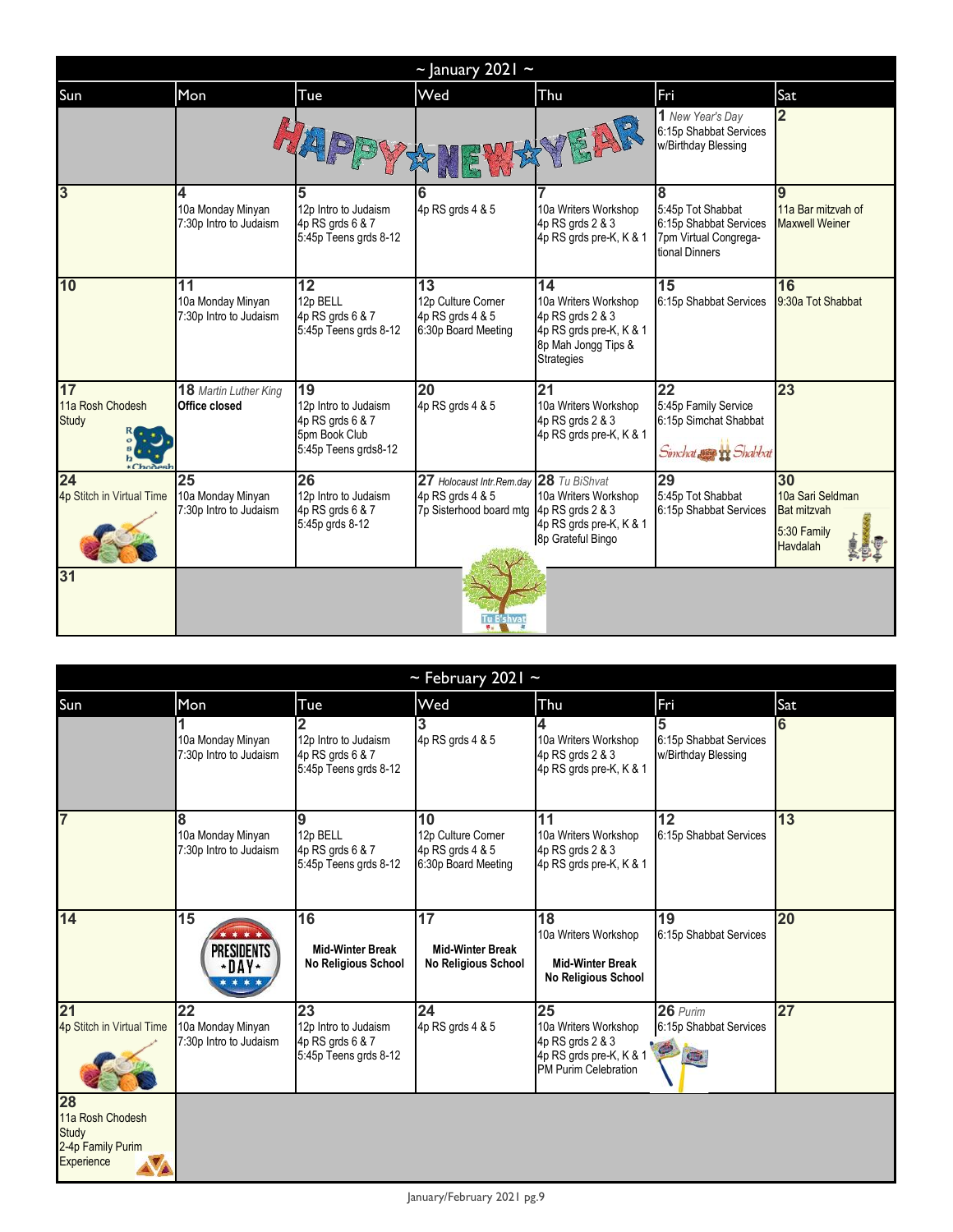## ~ January 2021 ~

| Sun | Mon | Tue | Wed | Thu | Fri | Sat |
|---|---|---|---|---|---|---|
| | HAPPY NEW YEAR | | | | 1 *New Year's Day* 6:15p Shabbat Services w/Birthday Blessing | 2 |
| 3 | 4 10a Monday Minyan 7:30p Intro to Judaism | 5 12p Intro to Judaism 4p RS grds 6 & 7 5:45p Teens grds 8-12 | 6 4p RS grds 4 & 5 | 7 10a Writers Workshop 4p RS grds 2 & 3 4p RS grds pre-K, K & 1 | 8 5:45p Tot Shabbat 6:15p Shabbat Services 7pm Virtual Congregational Dinners | 9 11a Bar mitzvah of Maxwell Weiner |
| 10 | 11 10a Monday Minyan 7:30p Intro to Judaism | 12 12p BELL 4p RS grds 6 & 7 5:45p Teens grds 8-12 | 13 12p Culture Corner 4p RS grds 4 & 5 6:30p Board Meeting | 14 10a Writers Workshop 4p RS grds 2 & 3 4p RS grds pre-K, K & 1 8p Mah Jongg Tips & Strategies | 15 6:15p Shabbat Services | 16 9:30a Tot Shabbat |
| 17 11a Rosh Chodesh Study | 18 *Martin Luther King* **Office closed** | 19 12p Intro to Judaism 4p RS grds 6 & 7 5pm Book Club 5:45p Teens grds8-12 | 20 4p RS grds 4 & 5 | 21 10a Writers Workshop 4p RS grds 2 & 3 4p RS grds pre-K, K & 1 | 22 5:45p Family Service 6:15p Simchat Shabbat | 23 |
| 24 4p Stitch in Virtual Time | 25 10a Monday Minyan 7:30p Intro to Judaism | 26 12p Intro to Judaism 4p RS grds 6 & 7 5:45p grds 8-12 | 27 *Holocaust Intr.Rem.day* 4p RS grds 4 & 5 7p Sisterhood board mtg | 28 *Tu BiShvat* 10a Writers Workshop 4p RS grds 2 & 3 4p RS grds pre-K, K & 1 8p Grateful Bingo | 29 5:45p Tot Shabbat 6:15p Shabbat Services | 30 10a Sari Seldman Bat mitzvah 5:30 Family Havdalah |
| 31 | | | Tu B'shvat | | | |

## ~ February 2021 ~

| Sun | Mon | Tue | Wed | Thu | Fri | Sat |
|---|---|---|---|---|---|---|
| | 1 10a Monday Minyan 7:30p Intro to Judaism | 2 12p Intro to Judaism 4p RS grds 6 & 7 5:45p Teens grds 8-12 | 3 4p RS grds 4 & 5 | 4 10a Writers Workshop 4p RS grds 2 & 3 4p RS grds pre-K, K & 1 | 5 6:15p Shabbat Services w/Birthday Blessing | 6 |
| 7 | 8 10a Monday Minyan 7:30p Intro to Judaism | 9 12p BELL 4p RS grds 6 & 7 5:45p Teens grds 8-12 | 10 12p Culture Corner 4p RS grds 4 & 5 6:30p Board Meeting | 11 10a Writers Workshop 4p RS grds 2 & 3 4p RS grds pre-K, K & 1 | 12 6:15p Shabbat Services | 13 |
| 14 | 15 PRESIDENTS DAY | 16 **Mid-Winter Break No Religious School** | 17 **Mid-Winter Break No Religious School** | 18 10a Writers Workshop **Mid-Winter Break No Religious School** | 19 6:15p Shabbat Services | 20 |
| 21 4p Stitch in Virtual Time | 22 10a Monday Minyan 7:30p Intro to Judaism | 23 12p Intro to Judaism 4p RS grds 6 & 7 5:45p Teens grds 8-12 | 24 4p RS grds 4 & 5 | 25 10a Writers Workshop 4p RS grds 2 & 3 4p RS grds pre-K, K & 1 PM Purim Celebration | 26 *Purim* 6:15p Shabbat Services | 27 |
| 28 11a Rosh Chodesh Study 2-4p Family Purim Experience | | | | | | |